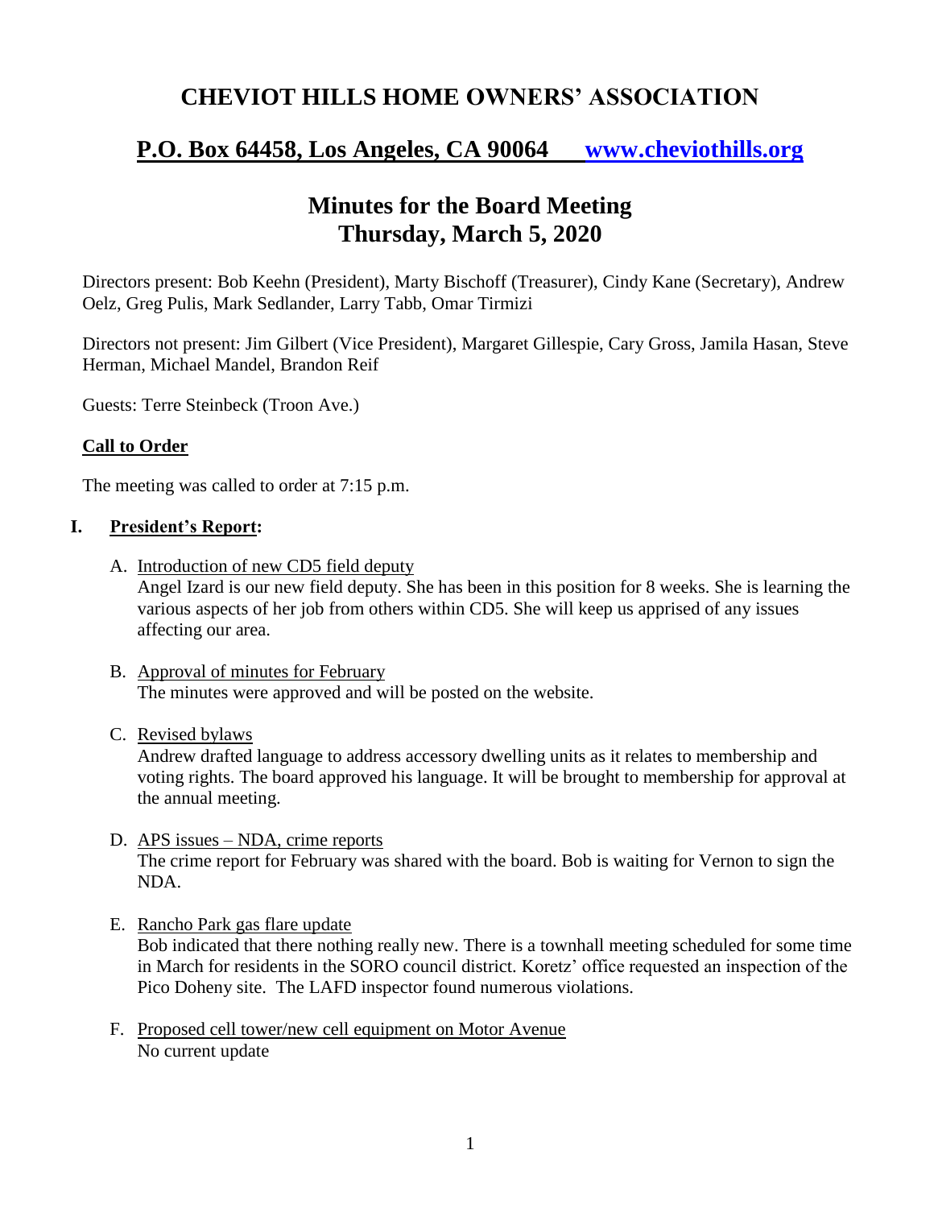# CHEVIOT HILLS HOME OWNERS' ASSOCIATION

## P.O. Box 64458, Los Angeles, CA 90064 www.cheviothills.org

## Minutes for the Board Meeting
## Thursday, March 5, 2020

Directors present: Bob Keehn (President), Marty Bischoff (Treasurer), Cindy Kane (Secretary), Andrew Oelz, Greg Pulis, Mark Sedlander, Larry Tabb, Omar Tirmizi

Directors not present: Jim Gilbert (Vice President), Margaret Gillespie, Cary Gross, Jamila Hasan, Steve Herman, Michael Mandel, Brandon Reif

Guests: Terre Steinbeck (Troon Ave.)

**Call to Order**

The meeting was called to order at 7:15 p.m.

**I. President's Report:**

A. Introduction of new CD5 field deputy
Angel Izard is our new field deputy. She has been in this position for 8 weeks. She is learning the various aspects of her job from others within CD5. She will keep us apprised of any issues affecting our area.

B. Approval of minutes for February
The minutes were approved and will be posted on the website.

C. Revised bylaws
Andrew drafted language to address accessory dwelling units as it relates to membership and voting rights. The board approved his language. It will be brought to membership for approval at the annual meeting.

D. APS issues – NDA, crime reports
The crime report for February was shared with the board. Bob is waiting for Vernon to sign the NDA.

E. Rancho Park gas flare update
Bob indicated that there nothing really new. There is a townhall meeting scheduled for some time in March for residents in the SORO council district. Koretz' office requested an inspection of the Pico Doheny site. The LAFD inspector found numerous violations.

F. Proposed cell tower/new cell equipment on Motor Avenue
No current update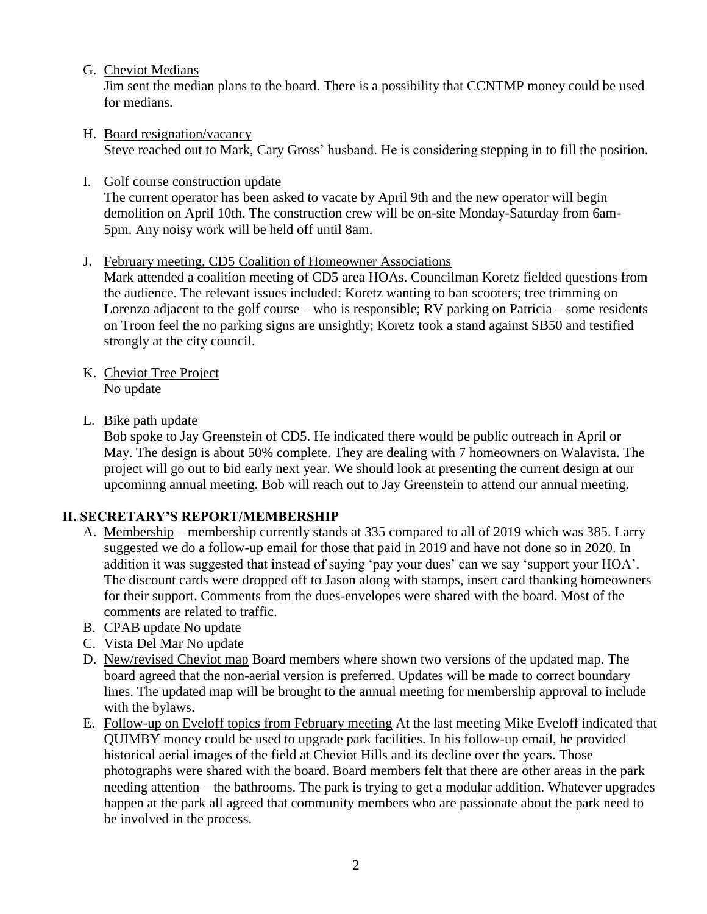G. Cheviot Medians

Jim sent the median plans to the board. There is a possibility that CCNTMP money could be used for medians.

H. Board resignation/vacancy

Steve reached out to Mark, Cary Gross' husband. He is considering stepping in to fill the position.

I. Golf course construction update

The current operator has been asked to vacate by April 9th and the new operator will begin demolition on April 10th. The construction crew will be on-site Monday-Saturday from 6am-5pm. Any noisy work will be held off until 8am.

J. February meeting, CD5 Coalition of Homeowner Associations

Mark attended a coalition meeting of CD5 area HOAs. Councilman Koretz fielded questions from the audience. The relevant issues included: Koretz wanting to ban scooters; tree trimming on Lorenzo adjacent to the golf course – who is responsible; RV parking on Patricia – some residents on Troon feel the no parking signs are unsightly; Koretz took a stand against SB50 and testified strongly at the city council.

K. Cheviot Tree Project

No update

L. Bike path update

Bob spoke to Jay Greenstein of CD5. He indicated there would be public outreach in April or May. The design is about 50% complete. They are dealing with 7 homeowners on Walavista. The project will go out to bid early next year. We should look at presenting the current design at our upcominng annual meeting. Bob will reach out to Jay Greenstein to attend our annual meeting.

## II. SECRETARY'S REPORT/MEMBERSHIP

A. Membership – membership currently stands at 335 compared to all of 2019 which was 385. Larry suggested we do a follow-up email for those that paid in 2019 and have not done so in 2020. In addition it was suggested that instead of saying 'pay your dues' can we say 'support your HOA'. The discount cards were dropped off to Jason along with stamps, insert card thanking homeowners for their support. Comments from the dues-envelopes were shared with the board. Most of the comments are related to traffic.

B. CPAB update No update

C. Vista Del Mar No update

D. New/revised Cheviot map Board members where shown two versions of the updated map. The board agreed that the non-aerial version is preferred. Updates will be made to correct boundary lines. The updated map will be brought to the annual meeting for membership approval to include with the bylaws.

E. Follow-up on Eveloff topics from February meeting At the last meeting Mike Eveloff indicated that QUIMBY money could be used to upgrade park facilities. In his follow-up email, he provided historical aerial images of the field at Cheviot Hills and its decline over the years. Those photographs were shared with the board. Board members felt that there are other areas in the park needing attention – the bathrooms. The park is trying to get a modular addition. Whatever upgrades happen at the park all agreed that community members who are passionate about the park need to be involved in the process.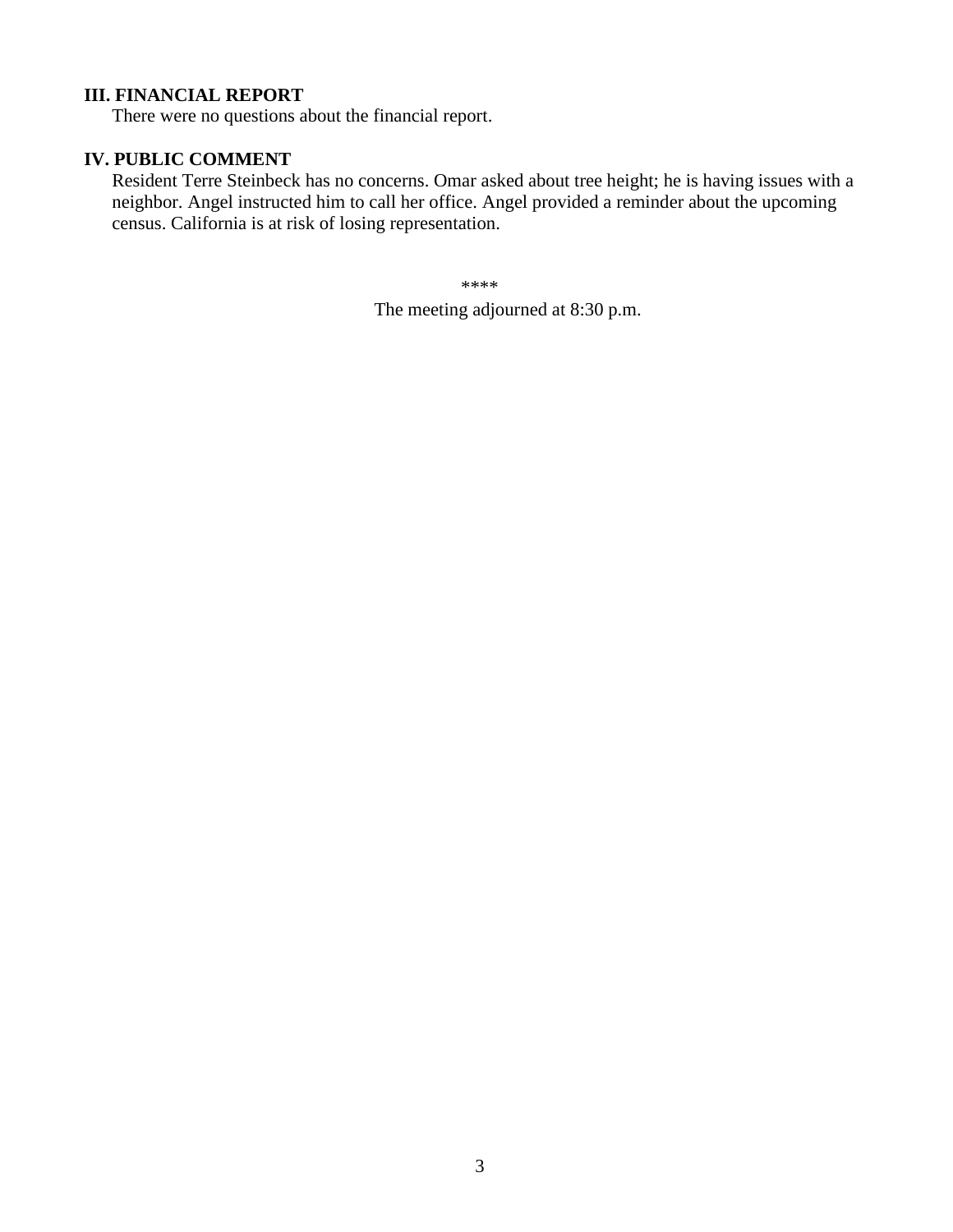**III. FINANCIAL REPORT**

There were no questions about the financial report.

**IV. PUBLIC COMMENT**

Resident Terre Steinbeck has no concerns. Omar asked about tree height; he is having issues with a neighbor. Angel instructed him to call her office. Angel provided a reminder about the upcoming census. California is at risk of losing representation.

****

The meeting adjourned at 8:30 p.m.